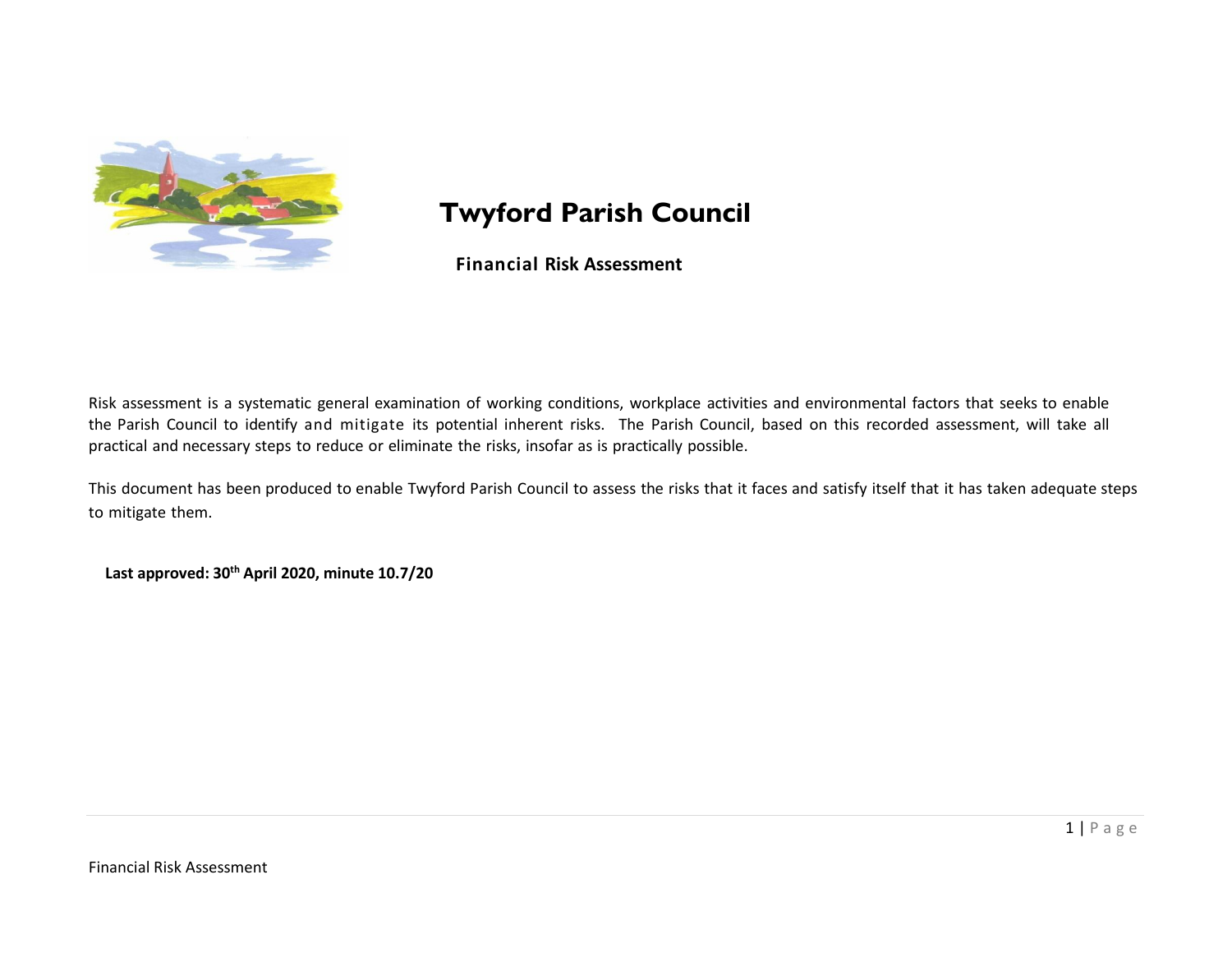# Twyford Parish Council

## Financial Risk Assessment

Risk assessment is a systematic general examination of working conditions, workplace activities and environmental factors that seeks to enable the Parish Council to identify and mitigate its potential inherent risks. The Parish Council, based on this recorded assessment, will take all practical and necessary steps to reduce or eliminate the risks, insofar as is practically possible.

This document has been produced to enable Twyford Parish Council to assess the risks that it faces and satisfy itself that it has taken adequate steps to mitigate them.

**Last approved: 30th April 2020, minute 10.7/20**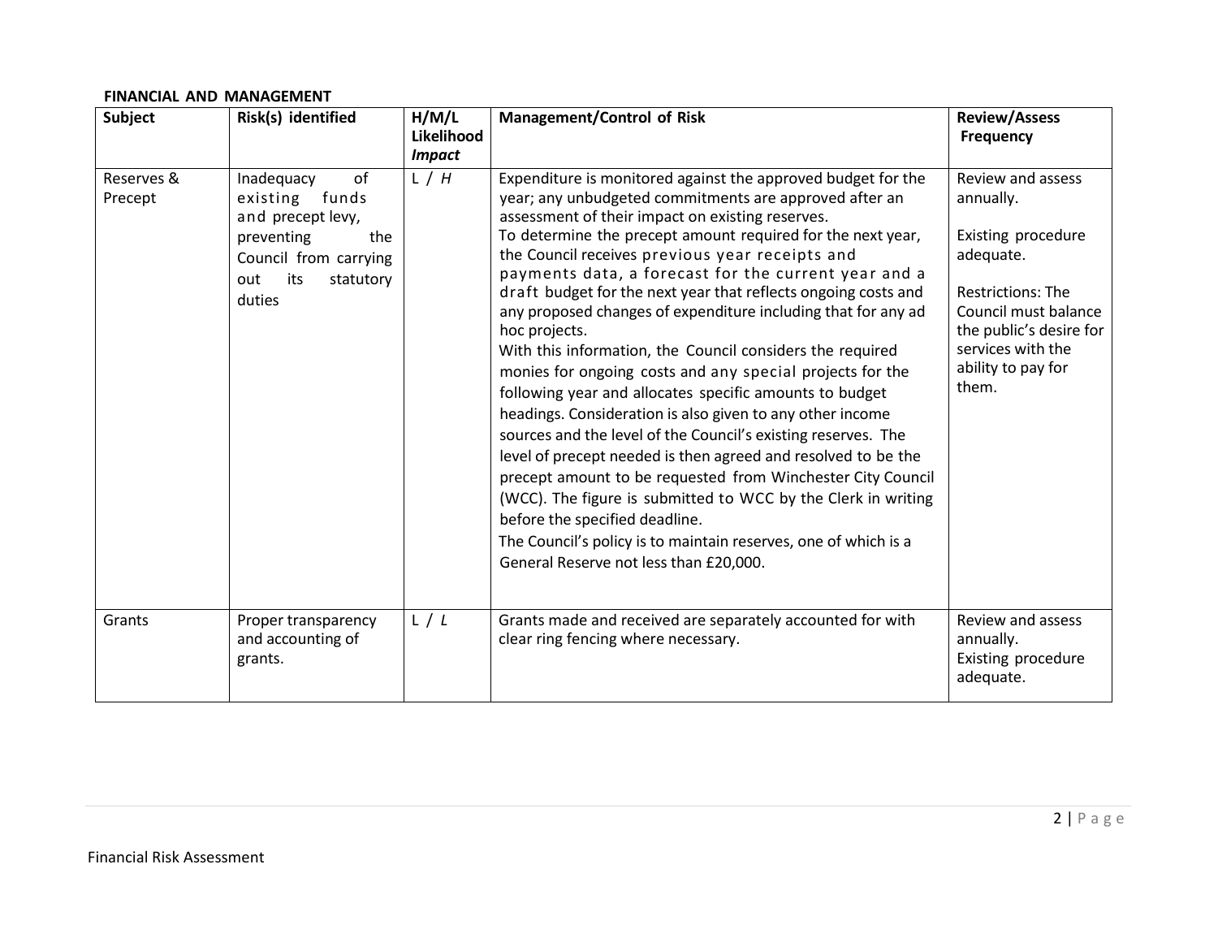**FINANCIAL AND MANAGEMENT**

| Subject | Risk(s) identified | H/M/L Likelihood *Impact* | Management/Control of Risk | Review/Assess Frequency |
|---|---|---|---|---|
| Reserves & Precept | Inadequacy of existing funds and precept levy, preventing the Council from carrying out its statutory duties | L / *H* | Expenditure is monitored against the approved budget for the year; any unbudgeted commitments are approved after an assessment of their impact on existing reserves.<br>To determine the precept amount required for the next year, the Council receives previous year receipts and payments data, a forecast for the current year and a draft budget for the next year that reflects ongoing costs and any proposed changes of expenditure including that for any ad hoc projects.<br>With this information, the Council considers the required monies for ongoing costs and any special projects for the following year and allocates specific amounts to budget headings. Consideration is also given to any other income sources and the level of the Council's existing reserves. The level of precept needed is then agreed and resolved to be the precept amount to be requested from Winchester City Council (WCC). The figure is submitted to WCC by the Clerk in writing before the specified deadline.<br>The Council's policy is to maintain reserves, one of which is a General Reserve not less than £20,000. | Review and assess annually.<br><br>Existing procedure adequate.<br><br>Restrictions: The Council must balance the public's desire for services with the ability to pay for them. |
| Grants | Proper transparency and accounting of grants. | L / *L* | Grants made and received are separately accounted for with clear ring fencing where necessary. | Review and assess annually.<br>Existing procedure adequate. |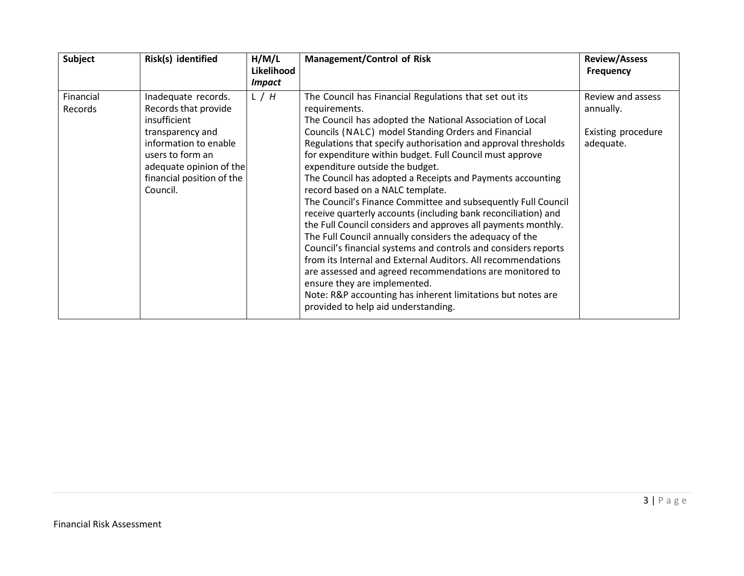| **Subject** | **Risk(s) identified** | **H/M/L Likelihood *Impact*** | **Management/Control of Risk** | **Review/Assess Frequency** |
|---|---|---|---|---|
| Financial Records | Inadequate records. Records that provide insufficient transparency and information to enable users to form an adequate opinion of the financial position of the Council. | L / *H* | The Council has Financial Regulations that set out its requirements.<br>The Council has adopted the National Association of Local Councils (NALC) model Standing Orders and Financial Regulations that specify authorisation and approval thresholds for expenditure within budget. Full Council must approve expenditure outside the budget.<br>The Council has adopted a Receipts and Payments accounting record based on a NALC template.<br>The Council's Finance Committee and subsequently Full Council receive quarterly accounts (including bank reconciliation) and the Full Council considers and approves all payments monthly.<br>The Full Council annually considers the adequacy of the Council's financial systems and controls and considers reports from its Internal and External Auditors. All recommendations are assessed and agreed recommendations are monitored to ensure they are implemented.<br>Note: R&P accounting has inherent limitations but notes are provided to help aid understanding. | Review and assess annually.<br><br>Existing procedure adequate. |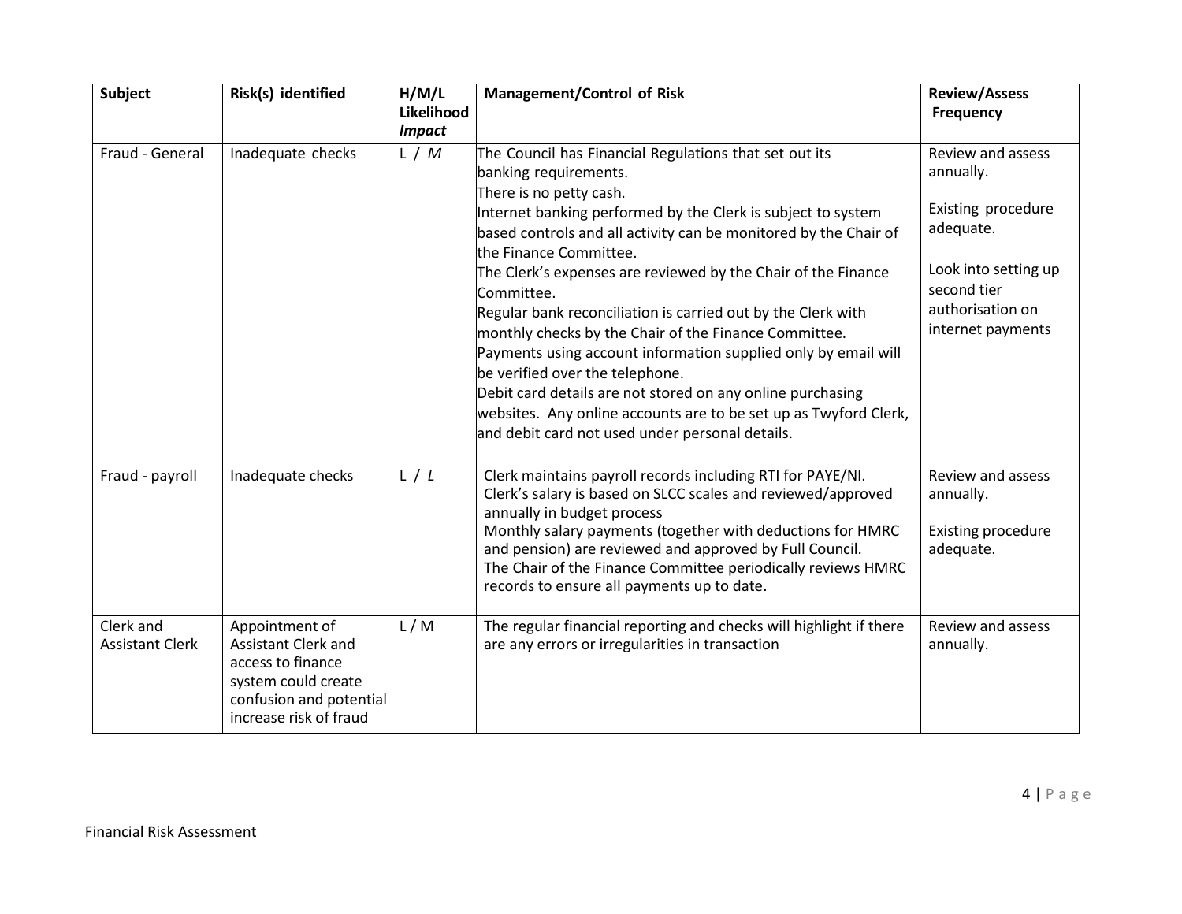| Subject | Risk(s) identified | H/M/L Likelihood *Impact* | Management/Control of Risk | Review/Assess Frequency |
|---|---|---|---|---|
| Fraud - General | Inadequate checks | L / *M* | The Council has Financial Regulations that set out its banking requirements.<br>There is no petty cash.<br>Internet banking performed by the Clerk is subject to system based controls and all activity can be monitored by the Chair of the Finance Committee.<br>The Clerk's expenses are reviewed by the Chair of the Finance Committee.<br>Regular bank reconciliation is carried out by the Clerk with monthly checks by the Chair of the Finance Committee.<br>Payments using account information supplied only by email will be verified over the telephone.<br>Debit card details are not stored on any online purchasing websites. Any online accounts are to be set up as Twyford Clerk, and debit card not used under personal details. | Review and assess annually.<br><br>Existing procedure adequate.<br><br>Look into setting up second tier authorisation on internet payments |
| Fraud - payroll | Inadequate checks | L / *L* | Clerk maintains payroll records including RTI for PAYE/NI.<br>Clerk's salary is based on SLCC scales and reviewed/approved annually in budget process<br>Monthly salary payments (together with deductions for HMRC and pension) are reviewed and approved by Full Council.<br>The Chair of the Finance Committee periodically reviews HMRC records to ensure all payments up to date. | Review and assess annually.<br><br>Existing procedure adequate. |
| Clerk and Assistant Clerk | Appointment of Assistant Clerk and access to finance system could create confusion and potential increase risk of fraud | L / M | The regular financial reporting and checks will highlight if there are any errors or irregularities in transaction | Review and assess annually. |

Financial Risk Assessment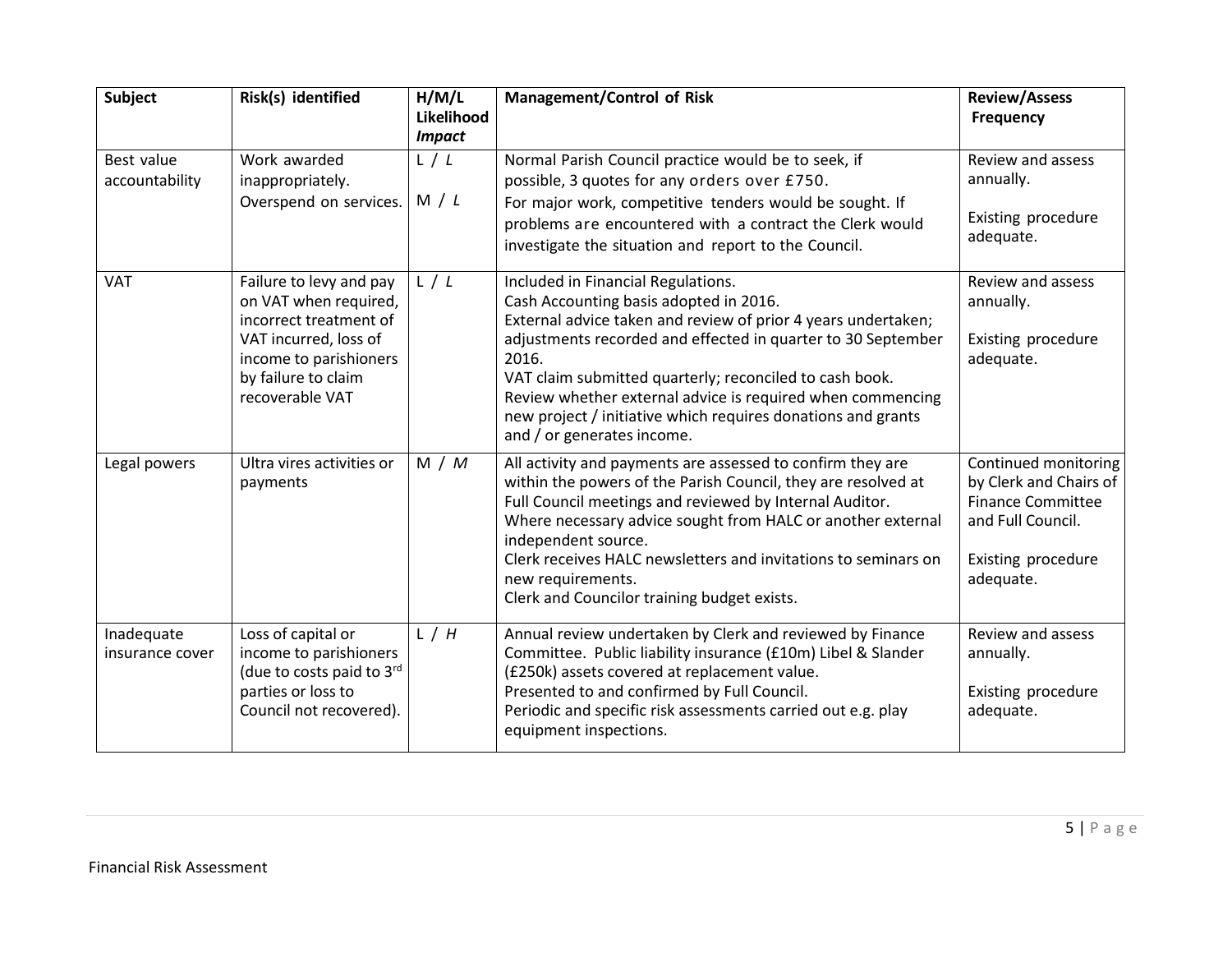| Subject | Risk(s) identified | H/M/L Likelihood *Impact* | Management/Control of Risk | Review/Assess Frequency |
|---|---|---|---|---|
| Best value accountability | Work awarded inappropriately. Overspend on services. | L / *L* M / *L* | Normal Parish Council practice would be to seek, if possible, 3 quotes for any orders over £750. For major work, competitive tenders would be sought. If problems are encountered with a contract the Clerk would investigate the situation and report to the Council. | Review and assess annually. Existing procedure adequate. |
| VAT | Failure to levy and pay on VAT when required, incorrect treatment of VAT incurred, loss of income to parishioners by failure to claim recoverable VAT | L / *L* | Included in Financial Regulations. Cash Accounting basis adopted in 2016. External advice taken and review of prior 4 years undertaken; adjustments recorded and effected in quarter to 30 September 2016. VAT claim submitted quarterly; reconciled to cash book. Review whether external advice is required when commencing new project / initiative which requires donations and grants and / or generates income. | Review and assess annually. Existing procedure adequate. |
| Legal powers | Ultra vires activities or payments | M / *M* | All activity and payments are assessed to confirm they are within the powers of the Parish Council, they are resolved at Full Council meetings and reviewed by Internal Auditor. Where necessary advice sought from HALC or another external independent source. Clerk receives HALC newsletters and invitations to seminars on new requirements. Clerk and Councilor training budget exists. | Continued monitoring by Clerk and Chairs of Finance Committee and Full Council. Existing procedure adequate. |
| Inadequate insurance cover | Loss of capital or income to parishioners (due to costs paid to 3rd parties or loss to Council not recovered). | L / *H* | Annual review undertaken by Clerk and reviewed by Finance Committee. Public liability insurance (£10m) Libel & Slander (£250k) assets covered at replacement value. Presented to and confirmed by Full Council. Periodic and specific risk assessments carried out e.g. play equipment inspections. | Review and assess annually. Existing procedure adequate. |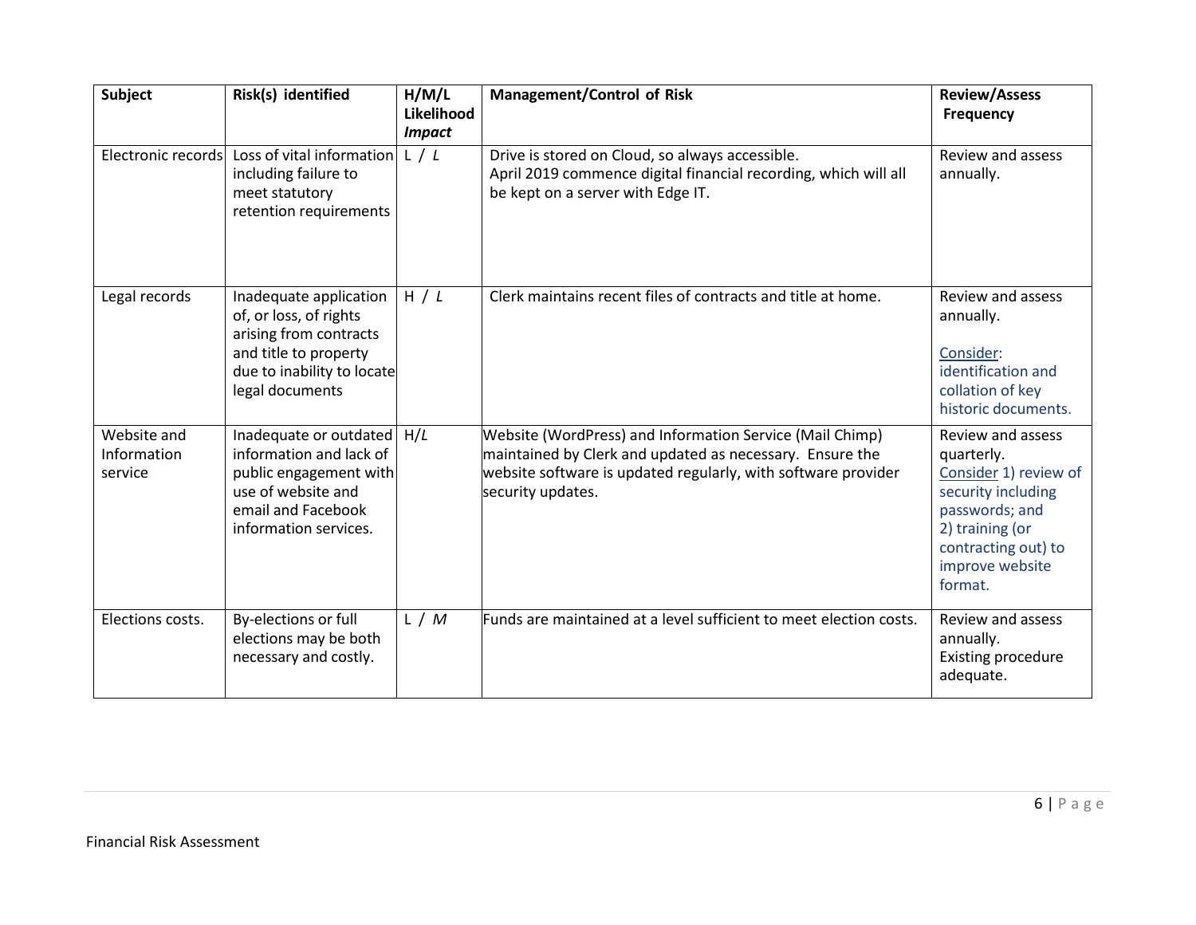| Subject | Risk(s) identified | H/M/L Likelihood *Impact* | Management/Control of Risk | Review/Assess Frequency |
|---|---|---|---|---|
| Electronic records | Loss of vital information including failure to meet statutory retention requirements | L / *L* | Drive is stored on Cloud, so always accessible.<br>April 2019 commence digital financial recording, which will all be kept on a server with Edge IT. | Review and assess annually. |
| Legal records | Inadequate application of, or loss, of rights arising from contracts and title to property due to inability to locate legal documents | H / *L* | Clerk maintains recent files of contracts and title at home. | Review and assess annually.<br><br>Consider: identification and collation of key historic documents. |
| Website and Information service | Inadequate or outdated information and lack of public engagement with use of website and email and Facebook information services. | H/*L* | Website (WordPress) and Information Service (Mail Chimp) maintained by Clerk and updated as necessary. Ensure the website software is updated regularly, with software provider security updates. | Review and assess quarterly.<br>Consider 1) review of security including passwords; and<br>2) training (or contracting out) to improve website format. |
| Elections costs. | By-elections or full elections may be both necessary and costly. | L / *M* | Funds are maintained at a level sufficient to meet election costs. | Review and assess annually.<br>Existing procedure adequate. |

Financial Risk Assessment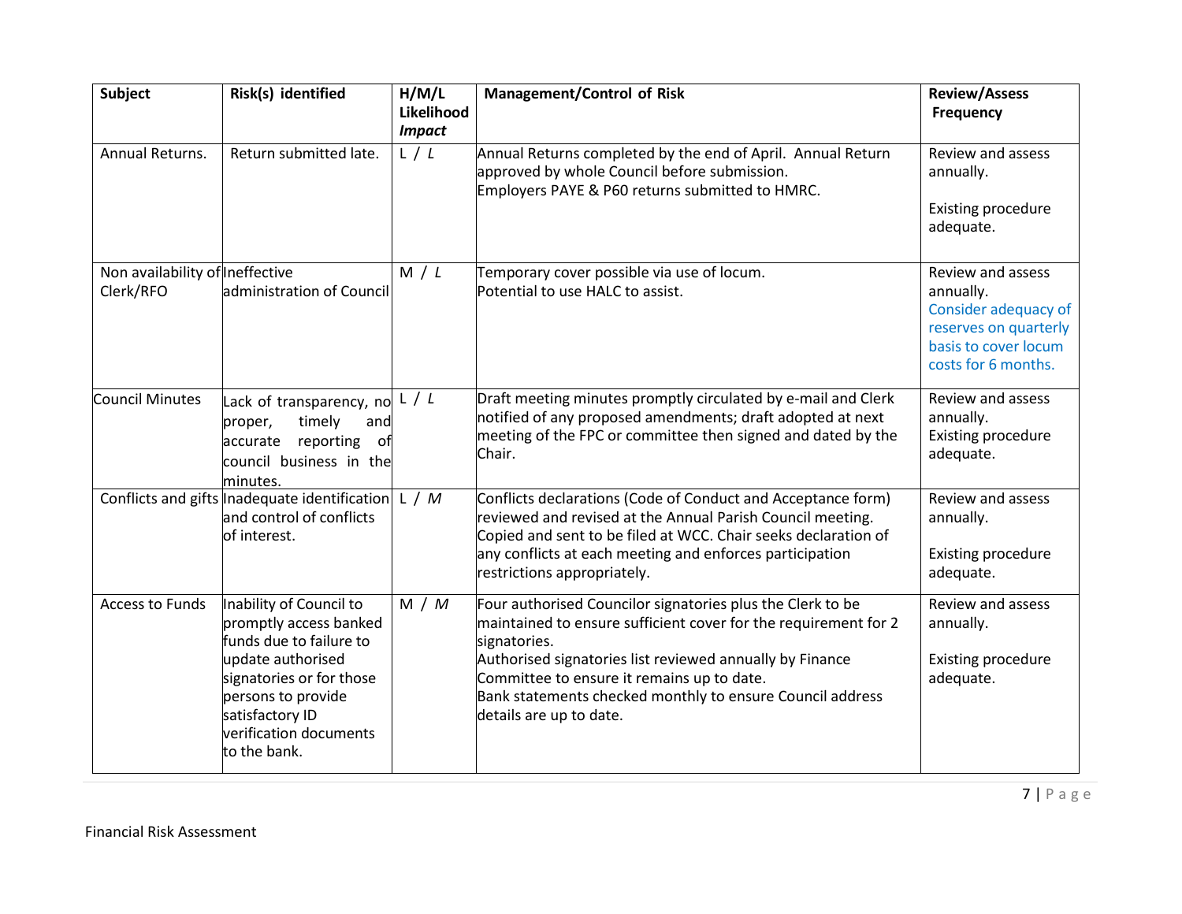| Subject | Risk(s) identified | H/M/L Likelihood *Impact* | Management/Control of Risk | Review/Assess Frequency |
|---|---|---|---|---|
| Annual Returns. | Return submitted late. | L / *L* | Annual Returns completed by the end of April. Annual Return approved by whole Council before submission. Employers PAYE & P60 returns submitted to HMRC. | Review and assess annually. Existing procedure adequate. |
| Non availability of Clerk/RFO | Ineffective administration of Council | M / *L* | Temporary cover possible via use of locum. Potential to use HALC to assist. | Review and assess annually. Consider adequacy of reserves on quarterly basis to cover locum costs for 6 months. |
| Council Minutes | Lack of transparency, no proper, timely and accurate reporting of council business in the minutes. | L / *L* | Draft meeting minutes promptly circulated by e-mail and Clerk notified of any proposed amendments; draft adopted at next meeting of the FPC or committee then signed and dated by the Chair. | Review and assess annually. Existing procedure adequate. |
| Conflicts and gifts | Inadequate identification and control of conflicts of interest. | L / *M* | Conflicts declarations (Code of Conduct and Acceptance form) reviewed and revised at the Annual Parish Council meeting. Copied and sent to be filed at WCC. Chair seeks declaration of any conflicts at each meeting and enforces participation restrictions appropriately. | Review and assess annually. Existing procedure adequate. |
| Access to Funds | Inability of Council to promptly access banked funds due to failure to update authorised signatories or for those persons to provide satisfactory ID verification documents to the bank. | M / *M* | Four authorised Councilor signatories plus the Clerk to be maintained to ensure sufficient cover for the requirement for 2 signatories. Authorised signatories list reviewed annually by Finance Committee to ensure it remains up to date. Bank statements checked monthly to ensure Council address details are up to date. | Review and assess annually. Existing procedure adequate. |

Financial Risk Assessment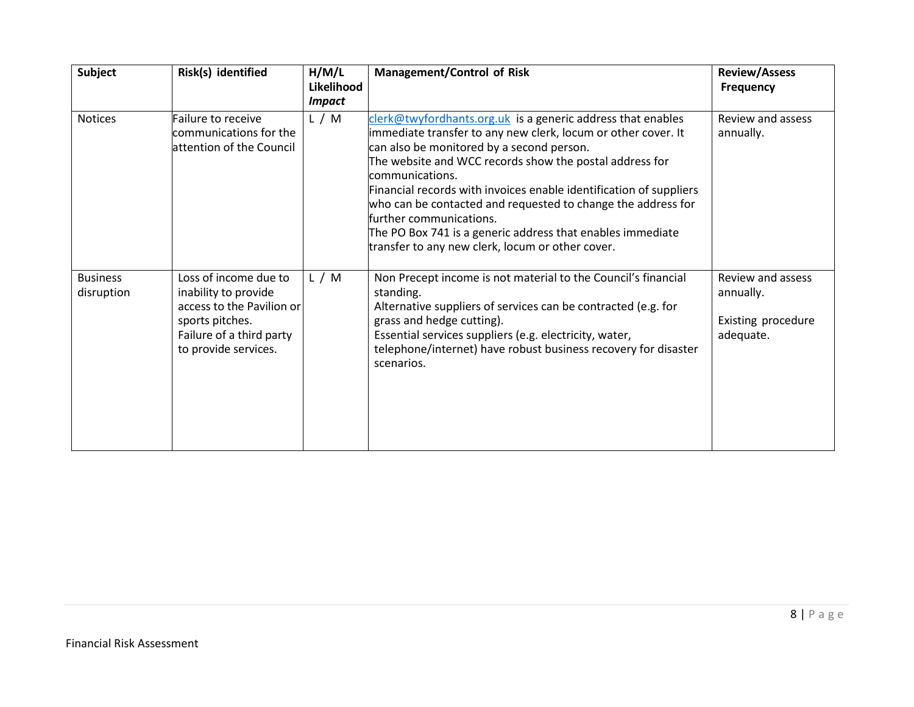| **Subject** | **Risk(s) identified** | **H/M/L Likelihood *Impact*** | **Management/Control of Risk** | **Review/Assess Frequency** |
|---|---|---|---|---|
| Notices | Failure to receive communications for the attention of the Council | L / M | clerk@twyfordhants.org.uk is a generic address that enables immediate transfer to any new clerk, locum or other cover. It can also be monitored by a second person.<br>The website and WCC records show the postal address for communications.<br>Financial records with invoices enable identification of suppliers who can be contacted and requested to change the address for further communications.<br>The PO Box 741 is a generic address that enables immediate transfer to any new clerk, locum or other cover. | Review and assess annually. |
| Business disruption | Loss of income due to inability to provide access to the Pavilion or sports pitches.<br>Failure of a third party to provide services. | L / M | Non Precept income is not material to the Council's financial standing.<br>Alternative suppliers of services can be contracted (e.g. for grass and hedge cutting).<br>Essential services suppliers (e.g. electricity, water, telephone/internet) have robust business recovery for disaster scenarios. | Review and assess annually.<br><br>Existing procedure adequate. |

Financial Risk Assessment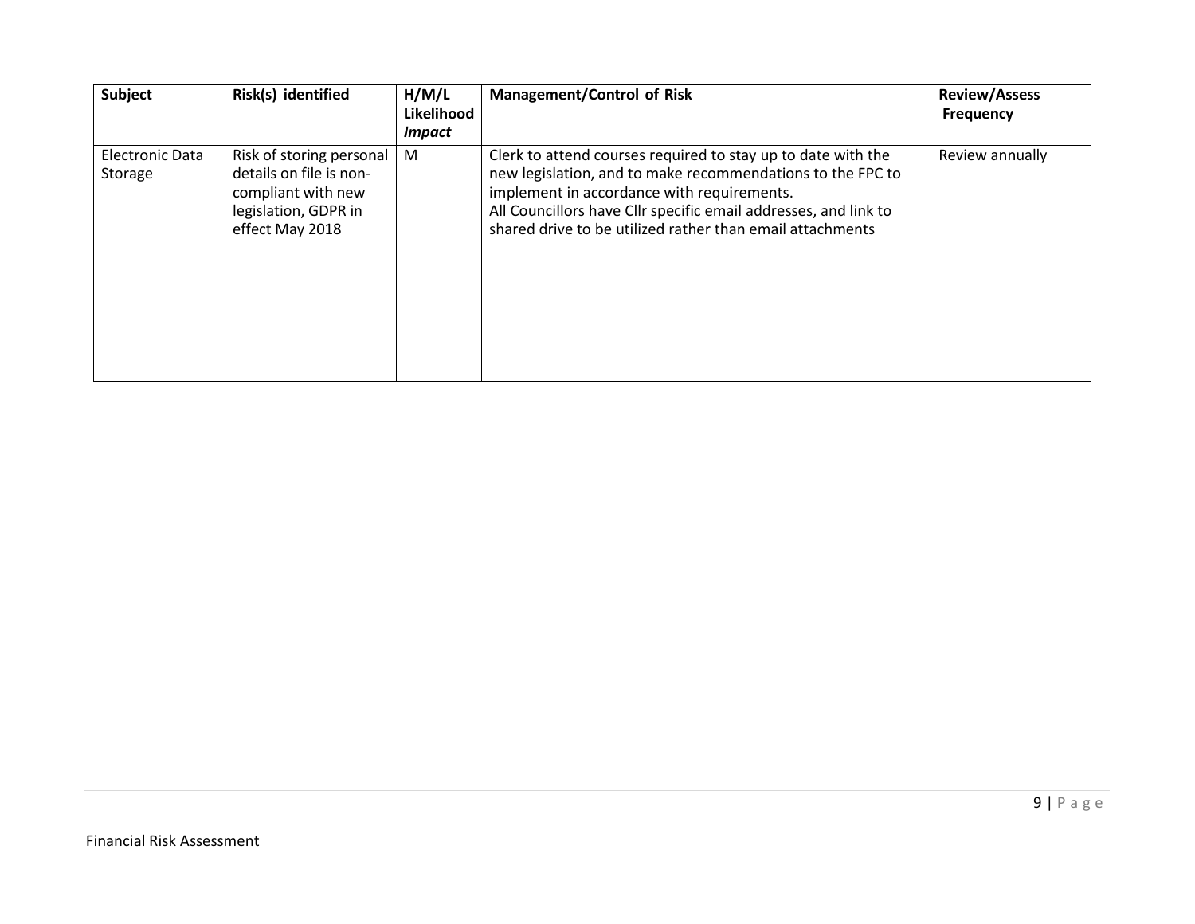| Subject | Risk(s) identified | H/M/L Likelihood *Impact* | Management/Control of Risk | Review/Assess Frequency |
| --- | --- | --- | --- | --- |
| Electronic Data Storage | Risk of storing personal details on file is non-compliant with new legislation, GDPR in effect May 2018 | M | Clerk to attend courses required to stay up to date with the new legislation, and to make recommendations to the FPC to implement in accordance with requirements.<br>All Councillors have Cllr specific email addresses, and link to shared drive to be utilized rather than email attachments | Review annually |

Financial Risk Assessment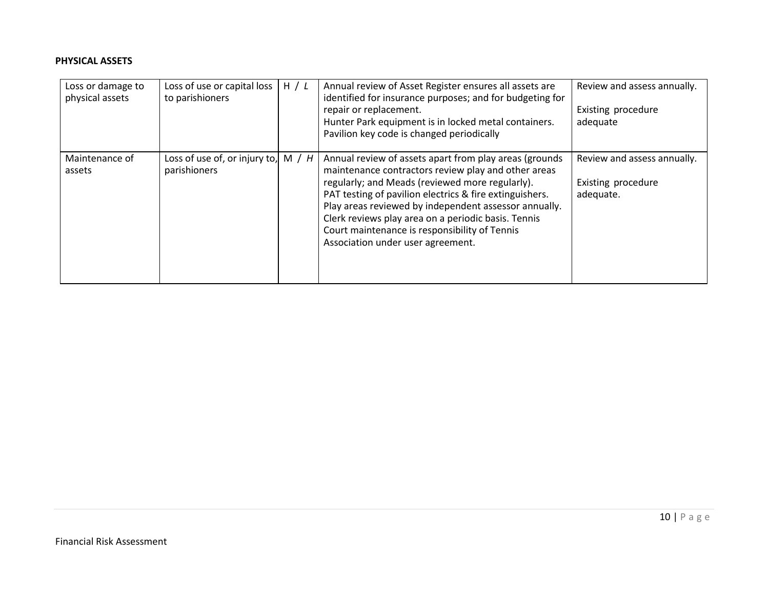**PHYSICAL ASSETS**

| | | | | |
|---|---|---|---|---|
| Loss or damage to physical assets | Loss of use or capital loss to parishioners | H / *L* | Annual review of Asset Register ensures all assets are identified for insurance purposes; and for budgeting for repair or replacement.<br>Hunter Park equipment is in locked metal containers.<br>Pavilion key code is changed periodically | Review and assess annually.<br><br>Existing procedure adequate |
| Maintenance of assets | Loss of use of, or injury to, parishioners | M / *H* | Annual review of assets apart from play areas (grounds maintenance contractors review play and other areas regularly; and Meads (reviewed more regularly).<br>PAT testing of pavilion electrics & fire extinguishers.<br>Play areas reviewed by independent assessor annually.<br>Clerk reviews play area on a periodic basis. Tennis Court maintenance is responsibility of Tennis Association under user agreement. | Review and assess annually.<br><br>Existing procedure adequate. |